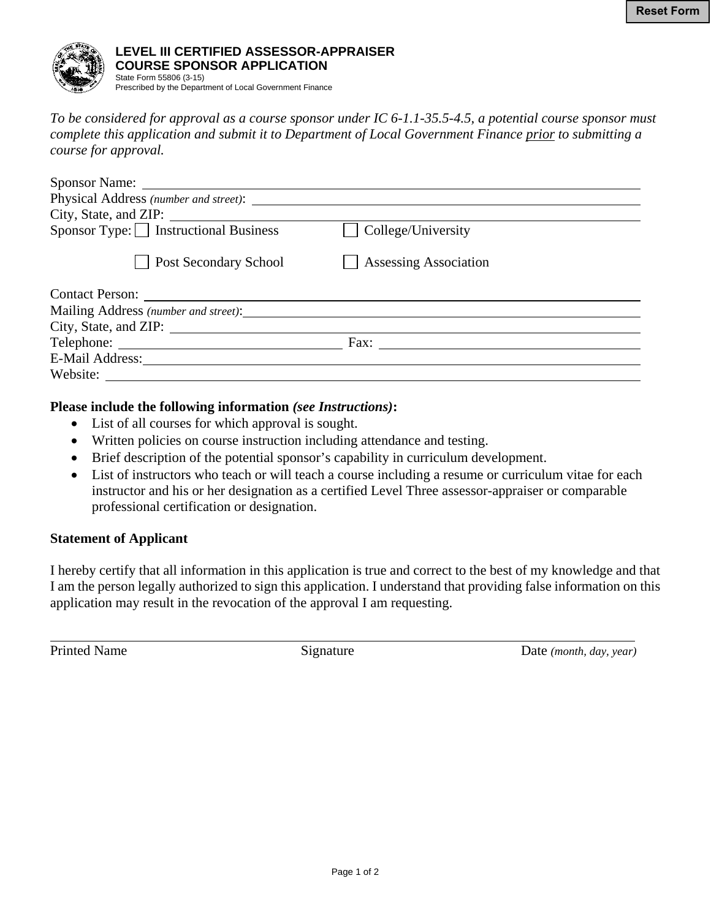Reset Form

# LEVEL III CERTIFIED ASSESSOR-APPRAISER COURSE SPONSOR APPLICATION

State Form 55806 (3-15)
Prescribed by the Department of Local Government Finance

*To be considered for approval as a course sponsor under IC 6-1.1-35.5-4.5, a potential course sponsor must complete this application and submit it to Department of Local Government Finance prior to submitting a course for approval.*

Sponsor Name: ______________________________

Physical Address *(number and street)*: ______________________________

City, State, and ZIP: ______________________________

Sponsor Type: ☐ Instructional Business ☐ College/University

☐ Post Secondary School ☐ Assessing Association

Contact Person: ______________________________

Mailing Address *(number and street)*: ______________________________

City, State, and ZIP: ______________________________

Telephone: ________________ Fax: ________________

E-Mail Address: ______________________________

Website: ______________________________

**Please include the following information *(see Instructions)*:**

- List of all courses for which approval is sought.
- Written policies on course instruction including attendance and testing.
- Brief description of the potential sponsor's capability in curriculum development.
- List of instructors who teach or will teach a course including a resume or curriculum vitae for each instructor and his or her designation as a certified Level Three assessor-appraiser or comparable professional certification or designation.

**Statement of Applicant**

I hereby certify that all information in this application is true and correct to the best of my knowledge and that I am the person legally authorized to sign this application. I understand that providing false information on this application may result in the revocation of the approval I am requesting.

______________________________

Printed Name  Signature  Date *(month, day, year)*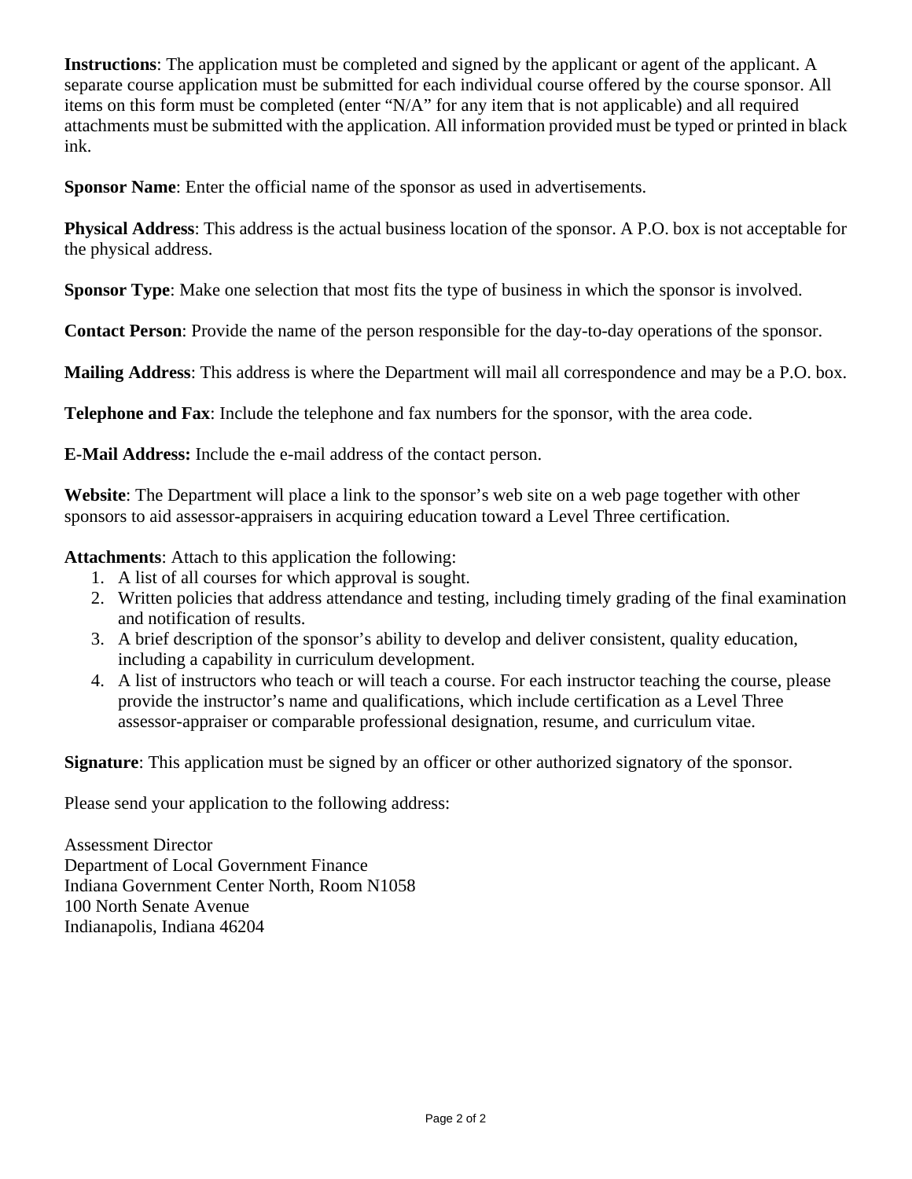**Instructions**: The application must be completed and signed by the applicant or agent of the applicant. A separate course application must be submitted for each individual course offered by the course sponsor. All items on this form must be completed (enter "N/A" for any item that is not applicable) and all required attachments must be submitted with the application. All information provided must be typed or printed in black ink.

**Sponsor Name**: Enter the official name of the sponsor as used in advertisements.

**Physical Address**: This address is the actual business location of the sponsor. A P.O. box is not acceptable for the physical address.

**Sponsor Type**: Make one selection that most fits the type of business in which the sponsor is involved.

**Contact Person**: Provide the name of the person responsible for the day-to-day operations of the sponsor.

**Mailing Address**: This address is where the Department will mail all correspondence and may be a P.O. box.

**Telephone and Fax**: Include the telephone and fax numbers for the sponsor, with the area code.

**E-Mail Address:** Include the e-mail address of the contact person.

**Website**: The Department will place a link to the sponsor's web site on a web page together with other sponsors to aid assessor-appraisers in acquiring education toward a Level Three certification.

**Attachments**: Attach to this application the following:

1. A list of all courses for which approval is sought.
2. Written policies that address attendance and testing, including timely grading of the final examination and notification of results.
3. A brief description of the sponsor's ability to develop and deliver consistent, quality education, including a capability in curriculum development.
4. A list of instructors who teach or will teach a course. For each instructor teaching the course, please provide the instructor's name and qualifications, which include certification as a Level Three assessor-appraiser or comparable professional designation, resume, and curriculum vitae.

**Signature**: This application must be signed by an officer or other authorized signatory of the sponsor.

Please send your application to the following address:

Assessment Director
Department of Local Government Finance
Indiana Government Center North, Room N1058
100 North Senate Avenue
Indianapolis, Indiana 46204